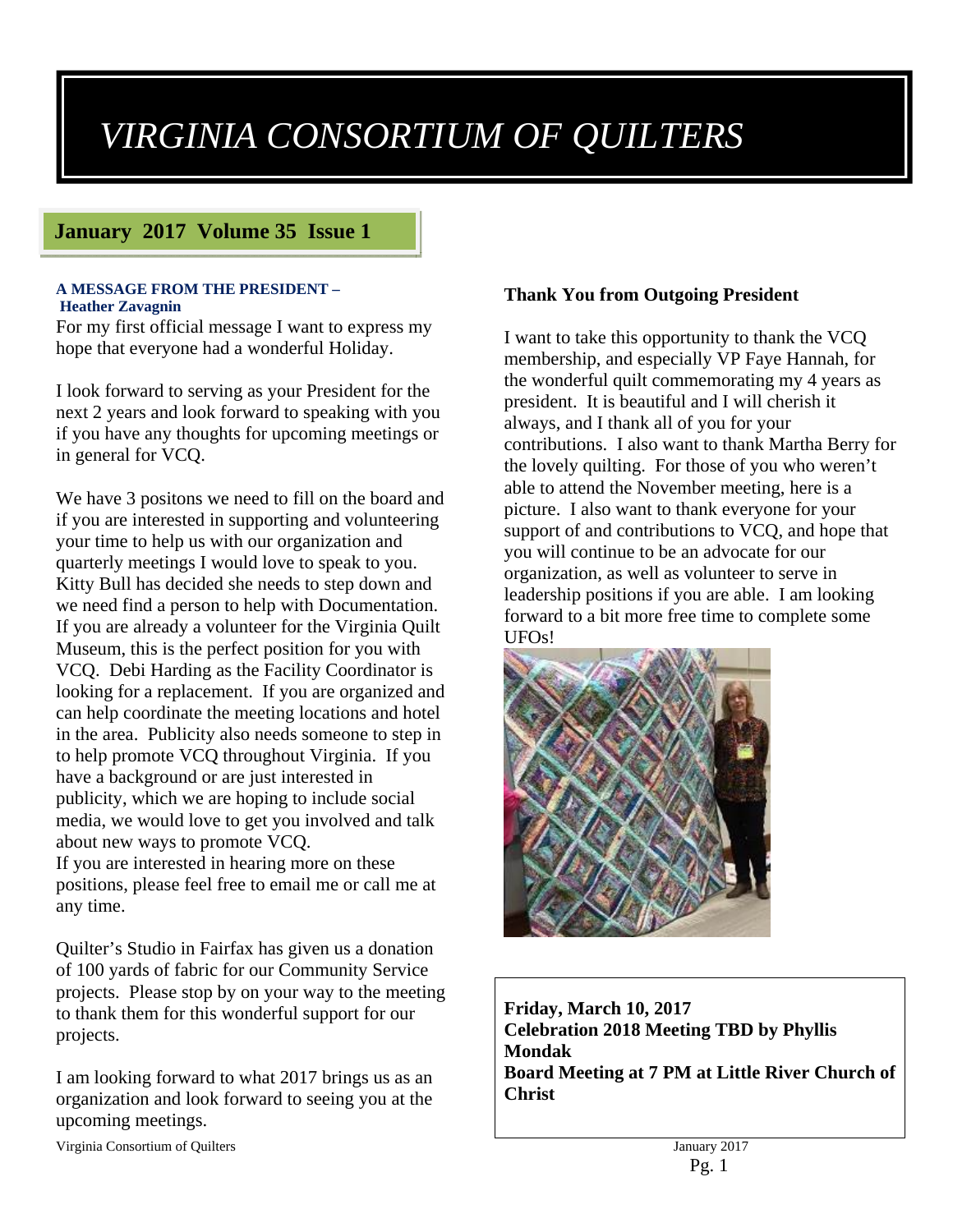# VIRGINIA CONSORTIUM OF QUILTERS

## January 2017 Volume 35 Issue 1

### A MESSAGE FROM THE PRESIDENT – Heather Zavagnin

For my first official message I want to express my hope that everyone had a wonderful Holiday.

I look forward to serving as your President for the next 2 years and look forward to speaking with you if you have any thoughts for upcoming meetings or in general for VCQ.

We have 3 positons we need to fill on the board and if you are interested in supporting and volunteering your time to help us with our organization and quarterly meetings I would love to speak to you. Kitty Bull has decided she needs to step down and we need find a person to help with Documentation. If you are already a volunteer for the Virginia Quilt Museum, this is the perfect position for you with VCQ. Debi Harding as the Facility Coordinator is looking for a replacement. If you are organized and can help coordinate the meeting locations and hotel in the area. Publicity also needs someone to step in to help promote VCQ throughout Virginia. If you have a background or are just interested in publicity, which we are hoping to include social media, we would love to get you involved and talk about new ways to promote VCQ.
If you are interested in hearing more on these positions, please feel free to email me or call me at any time.

Quilter's Studio in Fairfax has given us a donation of 100 yards of fabric for our Community Service projects. Please stop by on your way to the meeting to thank them for this wonderful support for our projects.

I am looking forward to what 2017 brings us as an organization and look forward to seeing you at the upcoming meetings.

### Thank You from Outgoing President

I want to take this opportunity to thank the VCQ membership, and especially VP Faye Hannah, for the wonderful quilt commemorating my 4 years as president. It is beautiful and I will cherish it always, and I thank all of you for your contributions. I also want to thank Martha Berry for the lovely quilting. For those of you who weren't able to attend the November meeting, here is a picture. I also want to thank everyone for your support of and contributions to VCQ, and hope that you will continue to be an advocate for our organization, as well as volunteer to serve in leadership positions if you are able. I am looking forward to a bit more free time to complete some UFOs!

**Friday, March 10, 2017**
**Celebration 2018 Meeting TBD by Phyllis Mondak**
**Board Meeting at 7 PM at Little River Church of Christ**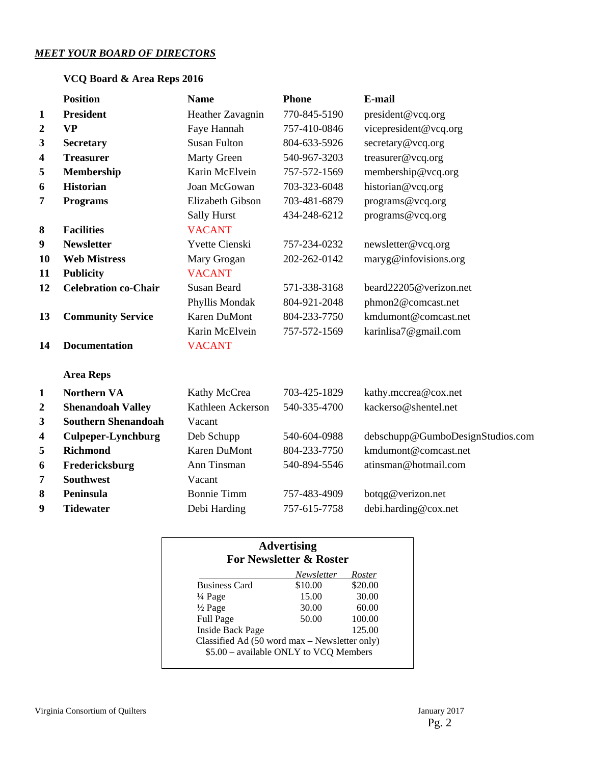***MEET YOUR BOARD OF DIRECTORS***

### VCQ Board & Area Reps 2016

| | Position | Name | Phone | E-mail |
|---|---|---|---|---|
| 1 | **President** | Heather Zavagnin | 770-845-5190 | president@vcq.org |
| 2 | **VP** | Faye Hannah | 757-410-0846 | vicepresident@vcq.org |
| 3 | **Secretary** | Susan Fulton | 804-633-5926 | secretary@vcq.org |
| 4 | **Treasurer** | Marty Green | 540-967-3203 | treasurer@vcq.org |
| 5 | **Membership** | Karin McElvein | 757-572-1569 | membership@vcq.org |
| 6 | **Historian** | Joan McGowan | 703-323-6048 | historian@vcq.org |
| 7 | **Programs** | Elizabeth Gibson | 703-481-6879 | programs@vcq.org |
| | | Sally Hurst | 434-248-6212 | programs@vcq.org |
| 8 | **Facilities** | VACANT | | |
| 9 | **Newsletter** | Yvette Cienski | 757-234-0232 | newsletter@vcq.org |
| 10 | **Web Mistress** | Mary Grogan | 202-262-0142 | maryg@infovisions.org |
| 11 | **Publicity** | VACANT | | |
| 12 | **Celebration co-Chair** | Susan Beard | 571-338-3168 | beard22205@verizon.net |
| | | Phyllis Mondak | 804-921-2048 | phmon2@comcast.net |
| 13 | **Community Service** | Karen DuMont | 804-233-7750 | kmdumont@comcast.net |
| | | Karin McElvein | 757-572-1569 | karinlisa7@gmail.com |
| 14 | **Documentation** | VACANT | | |

### Area Reps

| | Area | Name | Phone | E-mail |
|---|---|---|---|---|
| 1 | **Northern VA** | Kathy McCrea | 703-425-1829 | kathy.mccrea@cox.net |
| 2 | **Shenandoah Valley** | Kathleen Ackerson | 540-335-4700 | kackerso@shentel.net |
| 3 | **Southern Shenandoah** | Vacant | | |
| 4 | **Culpeper-Lynchburg** | Deb Schupp | 540-604-0988 | debschupp@GumboDesignStudios.com |
| 5 | **Richmond** | Karen DuMont | 804-233-7750 | kmdumont@comcast.net |
| 6 | **Fredericksburg** | Ann Tinsman | 540-894-5546 | atinsman@hotmail.com |
| 7 | **Southwest** | Vacant | | |
| 8 | **Peninsula** | Bonnie Timm | 757-483-4909 | botqg@verizon.net |
| 9 | **Tidewater** | Debi Harding | 757-615-7758 | debi.harding@cox.net |

### Advertising For Newsletter & Roster

| | *Newsletter* | *Roster* |
|---|---|---|
| Business Card | $10.00 | $20.00 |
| ¼ Page | 15.00 | 30.00 |
| ½ Page | 30.00 | 60.00 |
| Full Page | 50.00 | 100.00 |
| Inside Back Page | | 125.00 |

Classified Ad (50 word max – Newsletter only)
$5.00 – available ONLY to VCQ Members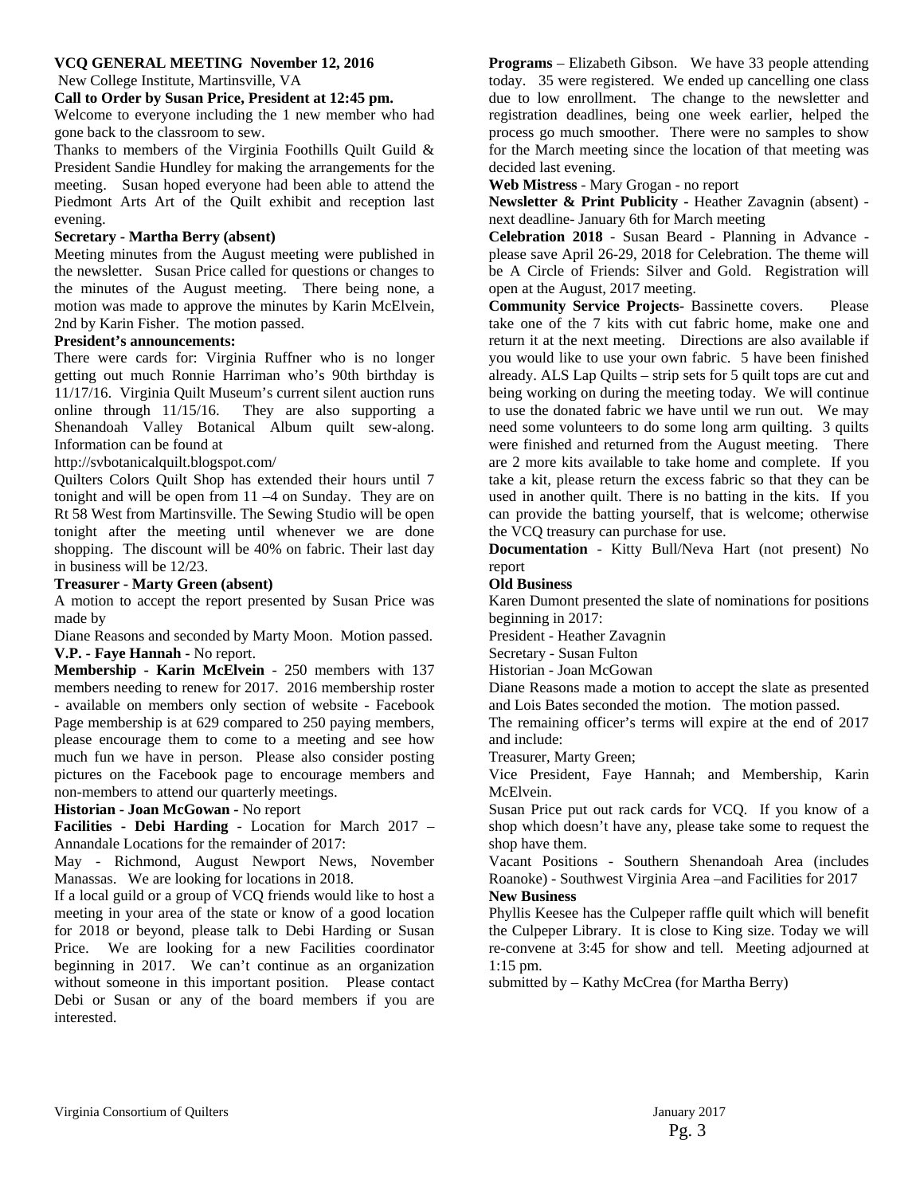**VCQ GENERAL MEETING November 12, 2016**

New College Institute, Martinsville, VA

**Call to Order by Susan Price, President at 12:45 pm.**

Welcome to everyone including the 1 new member who had gone back to the classroom to sew.

Thanks to members of the Virginia Foothills Quilt Guild & President Sandie Hundley for making the arrangements for the meeting. Susan hoped everyone had been able to attend the Piedmont Arts Art of the Quilt exhibit and reception last evening.

**Secretary - Martha Berry (absent)**

Meeting minutes from the August meeting were published in the newsletter. Susan Price called for questions or changes to the minutes of the August meeting. There being none, a motion was made to approve the minutes by Karin McElvein, 2nd by Karin Fisher. The motion passed.

**President's announcements:**

There were cards for: Virginia Ruffner who is no longer getting out much Ronnie Harriman who's 90th birthday is 11/17/16. Virginia Quilt Museum's current silent auction runs online through 11/15/16. They are also supporting a Shenandoah Valley Botanical Album quilt sew-along. Information can be found at

http://svbotanicalquilt.blogspot.com/

Quilters Colors Quilt Shop has extended their hours until 7 tonight and will be open from 11 –4 on Sunday. They are on Rt 58 West from Martinsville. The Sewing Studio will be open tonight after the meeting until whenever we are done shopping. The discount will be 40% on fabric. Their last day in business will be 12/23.

**Treasurer - Marty Green (absent)**

A motion to accept the report presented by Susan Price was made by

Diane Reasons and seconded by Marty Moon. Motion passed.

**V.P. - Faye Hannah -** No report.

**Membership - Karin McElvein** - 250 members with 137 members needing to renew for 2017. 2016 membership roster - available on members only section of website - Facebook Page membership is at 629 compared to 250 paying members, please encourage them to come to a meeting and see how much fun we have in person. Please also consider posting pictures on the Facebook page to encourage members and non-members to attend our quarterly meetings.

**Historian - Joan McGowan -** No report

**Facilities - Debi Harding** - Location for March 2017 – Annandale Locations for the remainder of 2017:

May - Richmond, August Newport News, November Manassas. We are looking for locations in 2018.

If a local guild or a group of VCQ friends would like to host a meeting in your area of the state or know of a good location for 2018 or beyond, please talk to Debi Harding or Susan Price. We are looking for a new Facilities coordinator beginning in 2017. We can't continue as an organization without someone in this important position. Please contact Debi or Susan or any of the board members if you are interested.

**Programs** – Elizabeth Gibson. We have 33 people attending today. 35 were registered. We ended up cancelling one class due to low enrollment. The change to the newsletter and registration deadlines, being one week earlier, helped the process go much smoother. There were no samples to show for the March meeting since the location of that meeting was decided last evening.

**Web Mistress** - Mary Grogan - no report

**Newsletter & Print Publicity** - Heather Zavagnin (absent) - next deadline- January 6th for March meeting

**Celebration 2018** - Susan Beard - Planning in Advance - please save April 26-29, 2018 for Celebration. The theme will be A Circle of Friends: Silver and Gold. Registration will open at the August, 2017 meeting.

**Community Service Projects**- Bassinette covers. Please take one of the 7 kits with cut fabric home, make one and return it at the next meeting. Directions are also available if you would like to use your own fabric. 5 have been finished already. ALS Lap Quilts – strip sets for 5 quilt tops are cut and being working on during the meeting today. We will continue to use the donated fabric we have until we run out. We may need some volunteers to do some long arm quilting. 3 quilts were finished and returned from the August meeting. There are 2 more kits available to take home and complete. If you take a kit, please return the excess fabric so that they can be used in another quilt. There is no batting in the kits. If you can provide the batting yourself, that is welcome; otherwise the VCQ treasury can purchase for use.

**Documentation** - Kitty Bull/Neva Hart (not present) No report

**Old Business**

Karen Dumont presented the slate of nominations for positions beginning in 2017:

President - Heather Zavagnin

Secretary - Susan Fulton

Historian - Joan McGowan

Diane Reasons made a motion to accept the slate as presented and Lois Bates seconded the motion. The motion passed.

The remaining officer's terms will expire at the end of 2017 and include:

Treasurer, Marty Green;

Vice President, Faye Hannah; and Membership, Karin McElvein.

Susan Price put out rack cards for VCQ. If you know of a shop which doesn't have any, please take some to request the shop have them.

Vacant Positions - Southern Shenandoah Area (includes Roanoke) - Southwest Virginia Area –and Facilities for 2017

**New Business**

Phyllis Keesee has the Culpeper raffle quilt which will benefit the Culpeper Library. It is close to King size. Today we will re-convene at 3:45 for show and tell. Meeting adjourned at 1:15 pm.

submitted by – Kathy McCrea (for Martha Berry)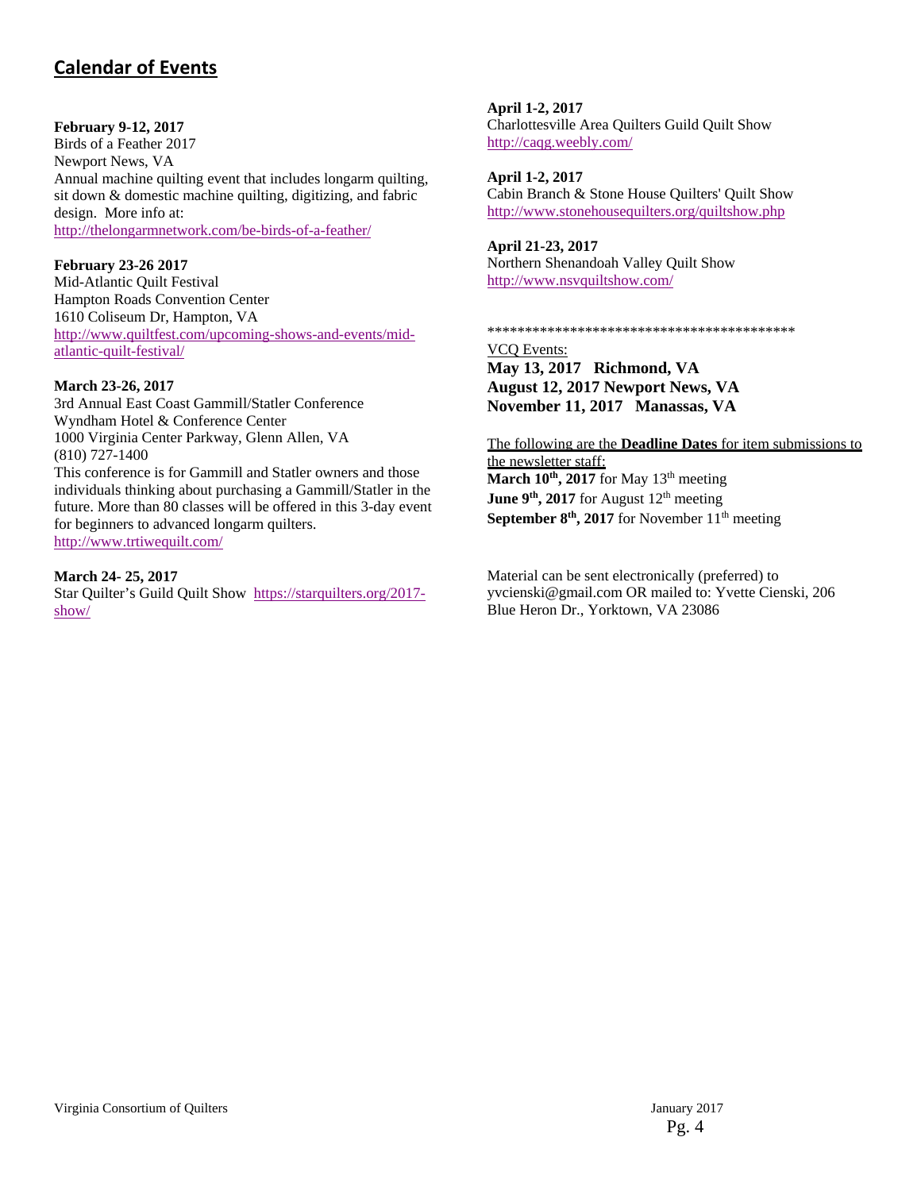## Calendar of Events

**February 9-12, 2017**
Birds of a Feather 2017
Newport News, VA
Annual machine quilting event that includes longarm quilting, sit down & domestic machine quilting, digitizing, and fabric design. More info at:
http://thelongarmnetwork.com/be-birds-of-a-feather/

**February 23-26 2017**
Mid-Atlantic Quilt Festival
Hampton Roads Convention Center
1610 Coliseum Dr, Hampton, VA
http://www.quiltfest.com/upcoming-shows-and-events/mid-atlantic-quilt-festival/

**March 23-26, 2017**
3rd Annual East Coast Gammill/Statler Conference
Wyndham Hotel & Conference Center
1000 Virginia Center Parkway, Glenn Allen, VA
(810) 727-1400
This conference is for Gammill and Statler owners and those individuals thinking about purchasing a Gammill/Statler in the future. More than 80 classes will be offered in this 3-day event for beginners to advanced longarm quilters.
http://www.trtiwequilt.com/

**March 24- 25, 2017**
Star Quilter's Guild Quilt Show https://starquilters.org/2017-show/

**April 1-2, 2017**
Charlottesville Area Quilters Guild Quilt Show
http://caqg.weebly.com/

**April 1-2, 2017**
Cabin Branch & Stone House Quilters' Quilt Show
http://www.stonehousequilters.org/quiltshow.php

**April 21-23, 2017**
Northern Shenandoah Valley Quilt Show
http://www.nsvquiltshow.com/

******************************************

VCQ Events:
**May 13, 2017 Richmond, VA**
**August 12, 2017 Newport News, VA**
**November 11, 2017 Manassas, VA**

The following are the **Deadline Dates** for item submissions to the newsletter staff:
**March 10th, 2017** for May 13th meeting
**June 9th, 2017** for August 12th meeting
**September 8th, 2017** for November 11th meeting

Material can be sent electronically (preferred) to yvcienski@gmail.com OR mailed to: Yvette Cienski, 206 Blue Heron Dr., Yorktown, VA 23086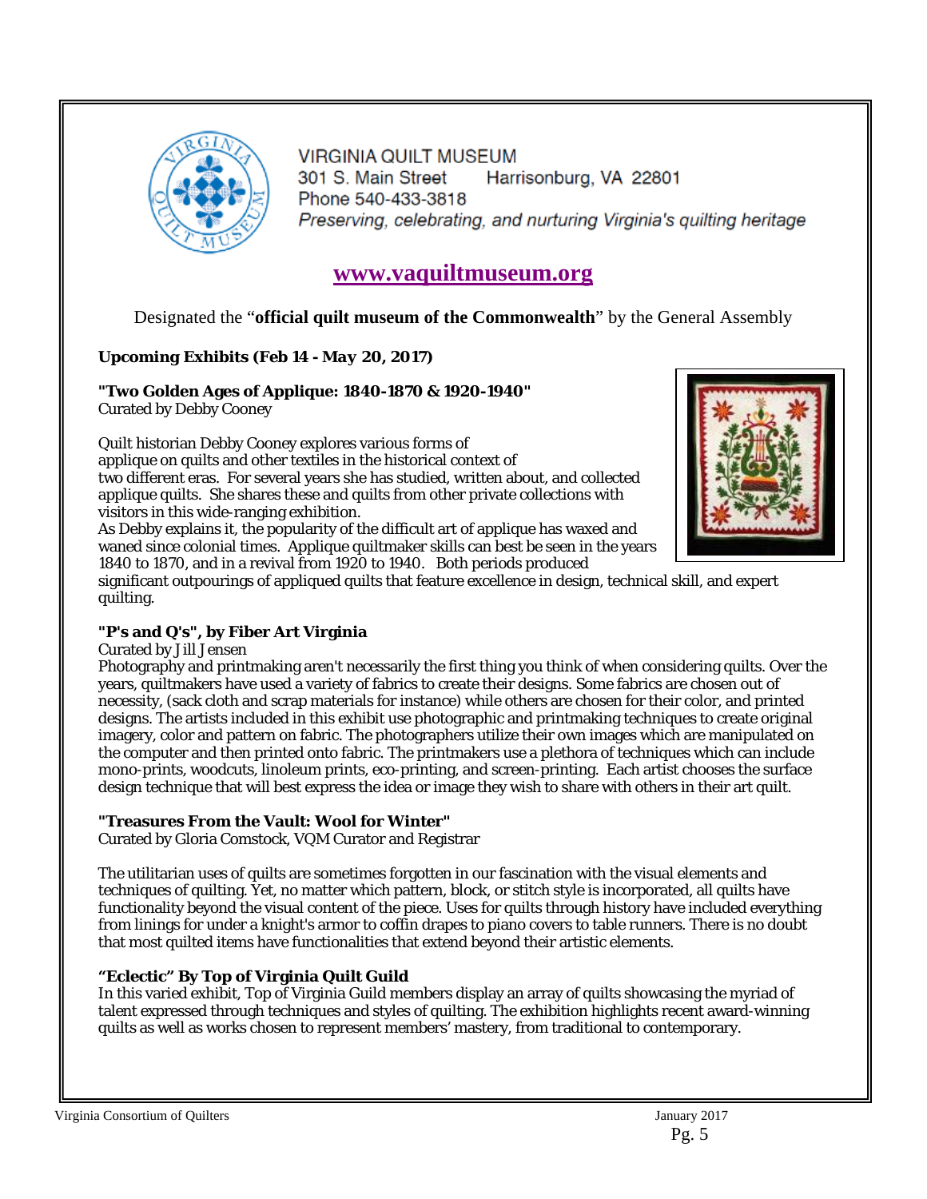VIRGINIA QUILT MUSEUM
301 S. Main Street    Harrisonburg, VA 22801
Phone 540-433-3818
*Preserving, celebrating, and nurturing Virginia's quilting heritage*

## [www.vaquiltmuseum.org](http://www.vaquiltmuseum.org)

Designated the "**official quilt museum of the Commonwealth**" by the General Assembly

**Upcoming Exhibits (Feb 14 - May 20, 2017)**

**"Two Golden Ages of Applique: 1840-1870 & 1920-1940"**
Curated by Debby Cooney

Quilt historian Debby Cooney explores various forms of applique on quilts and other textiles in the historical context of two different eras. For several years she has studied, written about, and collected applique quilts. She shares these and quilts from other private collections with visitors in this wide-ranging exhibition.
As Debby explains it, the popularity of the difficult art of applique has waxed and waned since colonial times. Applique quiltmaker skills can best be seen in the years 1840 to 1870, and in a revival from 1920 to 1940. Both periods produced significant outpourings of appliqued quilts that feature excellence in design, technical skill, and expert quilting.

**"P's and Q's", by Fiber Art Virginia**
Curated by Jill Jensen
Photography and printmaking aren't necessarily the first thing you think of when considering quilts. Over the years, quiltmakers have used a variety of fabrics to create their designs. Some fabrics are chosen out of necessity, (sack cloth and scrap materials for instance) while others are chosen for their color, and printed designs. The artists included in this exhibit use photographic and printmaking techniques to create original imagery, color and pattern on fabric. The photographers utilize their own images which are manipulated on the computer and then printed onto fabric. The printmakers use a plethora of techniques which can include mono-prints, woodcuts, linoleum prints, eco-printing, and screen-printing. Each artist chooses the surface design technique that will best express the idea or image they wish to share with others in their art quilt.

**"Treasures From the Vault: Wool for Winter"**
Curated by Gloria Comstock, VQM Curator and Registrar

The utilitarian uses of quilts are sometimes forgotten in our fascination with the visual elements and techniques of quilting. Yet, no matter which pattern, block, or stitch style is incorporated, all quilts have functionality beyond the visual content of the piece. Uses for quilts through history have included everything from linings for under a knight's armor to coffin drapes to piano covers to table runners. There is no doubt that most quilted items have functionalities that extend beyond their artistic elements.

**"Eclectic" By Top of Virginia Quilt Guild**
In this varied exhibit, Top of Virginia Guild members display an array of quilts showcasing the myriad of talent expressed through techniques and styles of quilting. The exhibition highlights recent award-winning quilts as well as works chosen to represent members' mastery, from traditional to contemporary.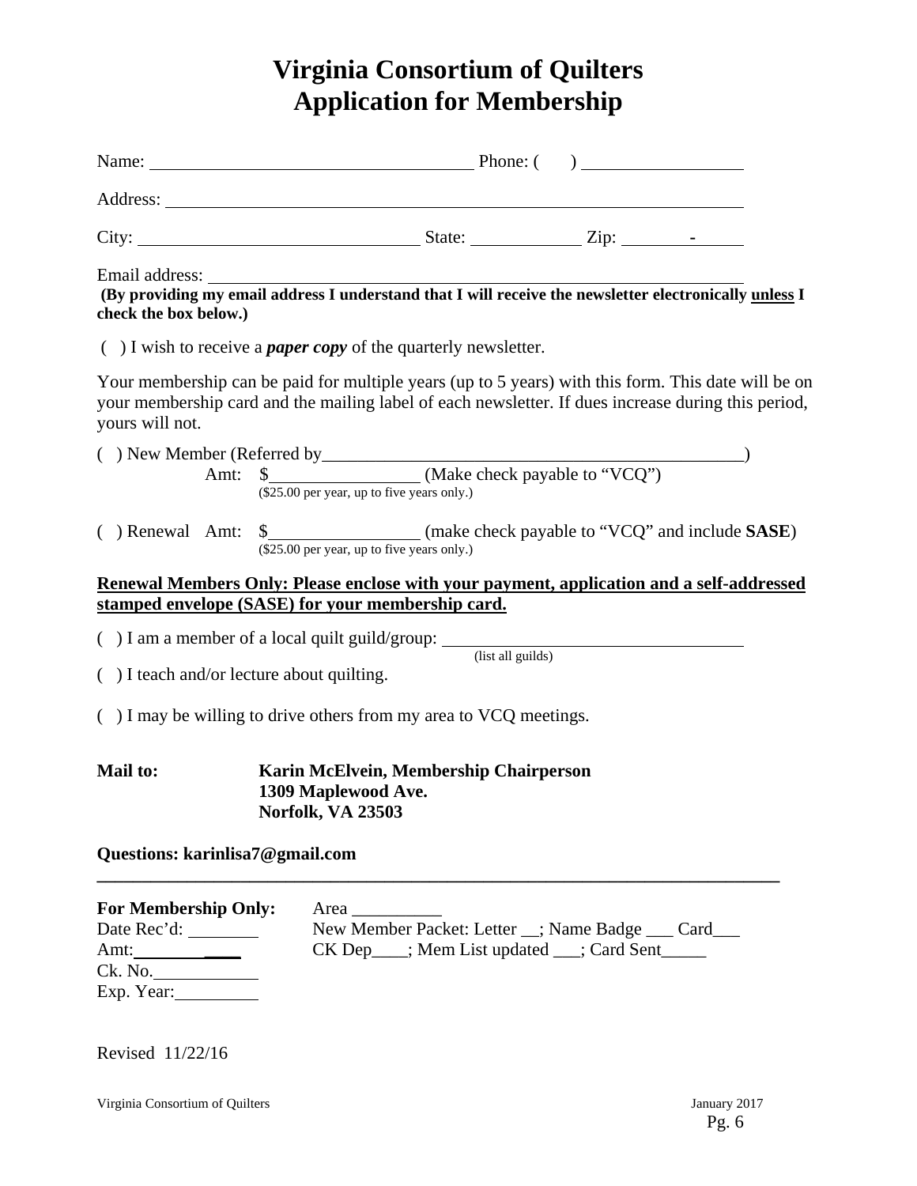# Virginia Consortium of Quilters
# Application for Membership

Name: ____________________________________ Phone: ( ) __________________

Address: ____________________________________________________________________

City: ________________________________ State: ____________ Zip: ________-______

Email address: ______________________________________________________________

**(By providing my email address I understand that I will receive the newsletter electronically <u>unless</u> I check the box below.)**

( ) I wish to receive a ***paper copy*** of the quarterly newsletter.

Your membership can be paid for multiple years (up to 5 years) with this form. This date will be on your membership card and the mailing label of each newsletter. If dues increase during this period, yours will not.

( ) New Member (Referred by_________________________________________________)

Amt: $_________________ (Make check payable to "VCQ")
($25.00 per year, up to five years only.)

( ) Renewal Amt: $_________________ (make check payable to "VCQ" and include **SASE**)
($25.00 per year, up to five years only.)

**<u>Renewal Members Only: Please enclose with your payment, application and a self-addressed stamped envelope (SASE) for your membership card.</u>**

( ) I am a member of a local quilt guild/group: ___________________________________
(list all guilds)

( ) I teach and/or lecture about quilting.

( ) I may be willing to drive others from my area to VCQ meetings.

**Mail to:** **Karin McElvein, Membership Chairperson**
**1309 Maplewood Ave.**
**Norfolk, VA 23503**

**Questions: karinlisa7@gmail.com**

---

**For Membership Only:** Area __________
Date Rec'd: ________ New Member Packet: Letter __; Name Badge ___ Card___
Amt:____________ CK Dep____; Mem List updated ___; Card Sent_____
Ck. No.____________
Exp. Year:__________

Revised 11/22/16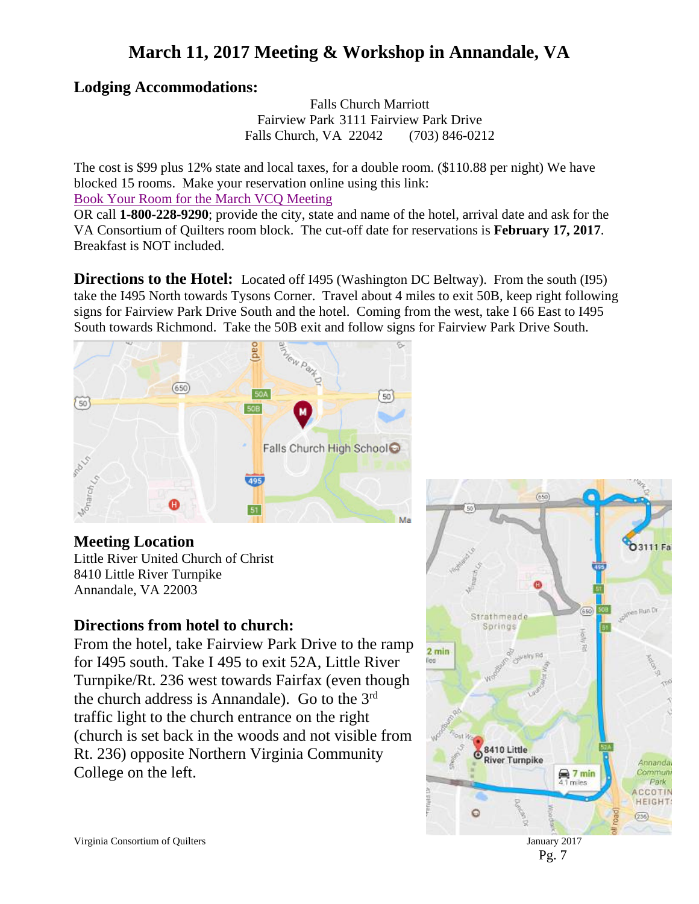# March 11, 2017 Meeting & Workshop in Annandale, VA

## Lodging Accommodations:

Falls Church Marriott
Fairview Park 3111 Fairview Park Drive
Falls Church, VA 22042 (703) 846-0212

The cost is $99 plus 12% state and local taxes, for a double room. ($110.88 per night) We have blocked 15 rooms. Make your reservation online using this link:
Book Your Room for the March VCQ Meeting
OR call **1-800-228-9290**; provide the city, state and name of the hotel, arrival date and ask for the VA Consortium of Quilters room block. The cut-off date for reservations is **February 17, 2017**. Breakfast is NOT included.

**Directions to the Hotel:** Located off I495 (Washington DC Beltway). From the south (I95) take the I495 North towards Tysons Corner. Travel about 4 miles to exit 50B, keep right following signs for Fairview Park Drive South and the hotel. Coming from the west, take I 66 East to I495 South towards Richmond. Take the 50B exit and follow signs for Fairview Park Drive South.

## Meeting Location

Little River United Church of Christ
8410 Little River Turnpike
Annandale, VA 22003

## Directions from hotel to church:

From the hotel, take Fairview Park Drive to the ramp for I495 south. Take I 495 to exit 52A, Little River Turnpike/Rt. 236 west towards Fairfax (even though the church address is Annandale). Go to the 3rd traffic light to the church entrance on the right (church is set back in the woods and not visible from Rt. 236) opposite Northern Virginia Community College on the left.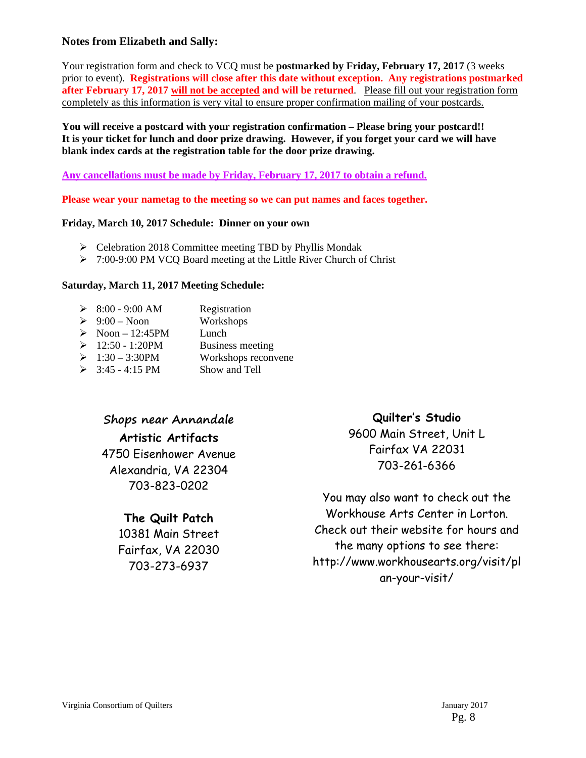### Notes from Elizabeth and Sally:

Your registration form and check to VCQ must be **postmarked by Friday, February 17, 2017** (3 weeks prior to event). **Registrations will close after this date without exception. Any registrations postmarked after February 17, 2017 will not be accepted and will be returned**. Please fill out your registration form completely as this information is very vital to ensure proper confirmation mailing of your postcards.

**You will receive a postcard with your registration confirmation – Please bring your postcard!! It is your ticket for lunch and door prize drawing. However, if you forget your card we will have blank index cards at the registration table for the door prize drawing.**

**Any cancellations must be made by Friday, February 17, 2017 to obtain a refund.**

**Please wear your nametag to the meeting so we can put names and faces together.**

**Friday, March 10, 2017 Schedule: Dinner on your own**

- Celebration 2018 Committee meeting TBD by Phyllis Mondak
- 7:00-9:00 PM VCQ Board meeting at the Little River Church of Christ

**Saturday, March 11, 2017 Meeting Schedule:**

- 8:00 - 9:00 AM — Registration
- 9:00 – Noon — Workshops
- Noon – 12:45PM — Lunch
- 12:50 - 1:20PM — Business meeting
- 1:30 – 3:30PM — Workshops reconvene
- 3:45 - 4:15 PM — Show and Tell

### Shops near Annandale

**Artistic Artifacts**
4750 Eisenhower Avenue
Alexandria, VA 22304
703-823-0202

**The Quilt Patch**
10381 Main Street
Fairfax, VA 22030
703-273-6937

**Quilter's Studio**
9600 Main Street, Unit L
Fairfax VA 22031
703-261-6366

You may also want to check out the Workhouse Arts Center in Lorton. Check out their website for hours and the many options to see there: http://www.workhousearts.org/visit/plan-your-visit/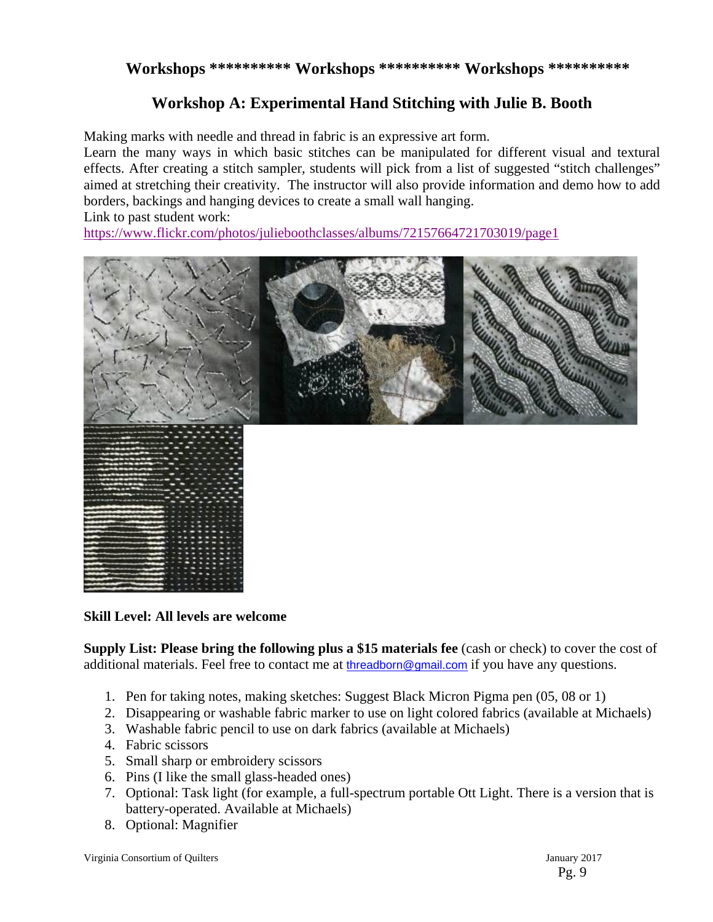**Workshops ********** Workshops ********** Workshops ************

## Workshop A: Experimental Hand Stitching with Julie B. Booth

Making marks with needle and thread in fabric is an expressive art form.
Learn the many ways in which basic stitches can be manipulated for different visual and textural effects. After creating a stitch sampler, students will pick from a list of suggested "stitch challenges" aimed at stretching their creativity. The instructor will also provide information and demo how to add borders, backings and hanging devices to create a small wall hanging.
Link to past student work:
https://www.flickr.com/photos/julieboothclasses/albums/72157664721703019/page1

**Skill Level: All levels are welcome**

**Supply List: Please bring the following plus a $15 materials fee** (cash or check) to cover the cost of additional materials. Feel free to contact me at threadborn@gmail.com if you have any questions.

1. Pen for taking notes, making sketches: Suggest Black Micron Pigma pen (05, 08 or 1)
2. Disappearing or washable fabric marker to use on light colored fabrics (available at Michaels)
3. Washable fabric pencil to use on dark fabrics (available at Michaels)
4. Fabric scissors
5. Small sharp or embroidery scissors
6. Pins (I like the small glass-headed ones)
7. Optional: Task light (for example, a full-spectrum portable Ott Light. There is a version that is battery-operated. Available at Michaels)
8. Optional: Magnifier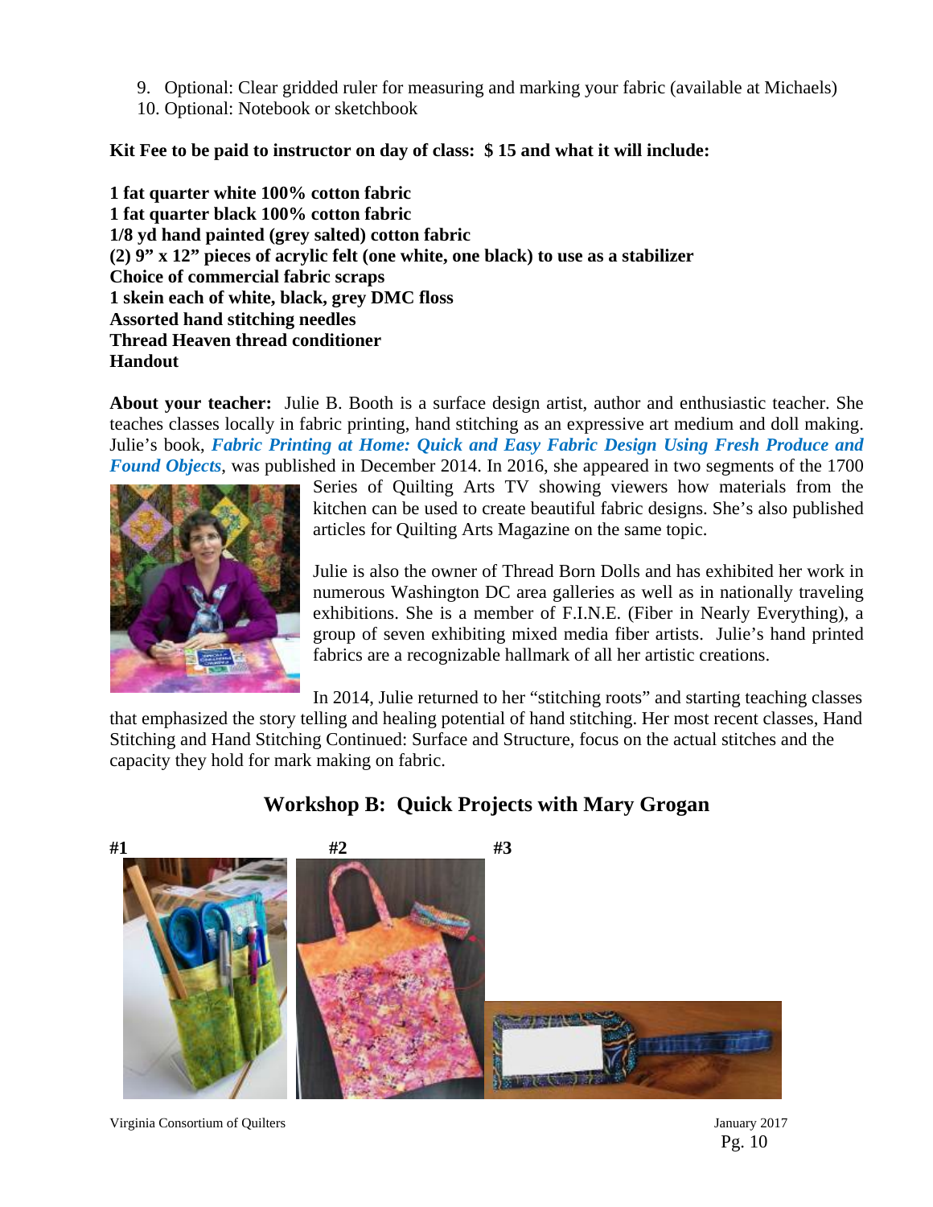9. Optional: Clear gridded ruler for measuring and marking your fabric (available at Michaels)
10. Optional: Notebook or sketchbook

**Kit Fee to be paid to instructor on day of class: $ 15 and what it will include:**

**1 fat quarter white 100% cotton fabric**
**1 fat quarter black 100% cotton fabric**
**1/8 yd hand painted (grey salted) cotton fabric**
**(2) 9" x 12" pieces of acrylic felt (one white, one black) to use as a stabilizer**
**Choice of commercial fabric scraps**
**1 skein each of white, black, grey DMC floss**
**Assorted hand stitching needles**
**Thread Heaven thread conditioner**
**Handout**

**About your teacher:** Julie B. Booth is a surface design artist, author and enthusiastic teacher. She teaches classes locally in fabric printing, hand stitching as an expressive art medium and doll making. Julie's book, ***Fabric Printing at Home: Quick and Easy Fabric Design Using Fresh Produce and Found Objects***, was published in December 2014. In 2016, she appeared in two segments of the 1700 Series of Quilting Arts TV showing viewers how materials from the kitchen can be used to create beautiful fabric designs. She's also published articles for Quilting Arts Magazine on the same topic.

Julie is also the owner of Thread Born Dolls and has exhibited her work in numerous Washington DC area galleries as well as in nationally traveling exhibitions. She is a member of F.I.N.E. (Fiber in Nearly Everything), a group of seven exhibiting mixed media fiber artists. Julie's hand printed fabrics are a recognizable hallmark of all her artistic creations.

In 2014, Julie returned to her "stitching roots" and starting teaching classes that emphasized the story telling and healing potential of hand stitching. Her most recent classes, Hand Stitching and Hand Stitching Continued: Surface and Structure, focus on the actual stitches and the capacity they hold for mark making on fabric.

## Workshop B: Quick Projects with Mary Grogan

**#1** **#2** **#3**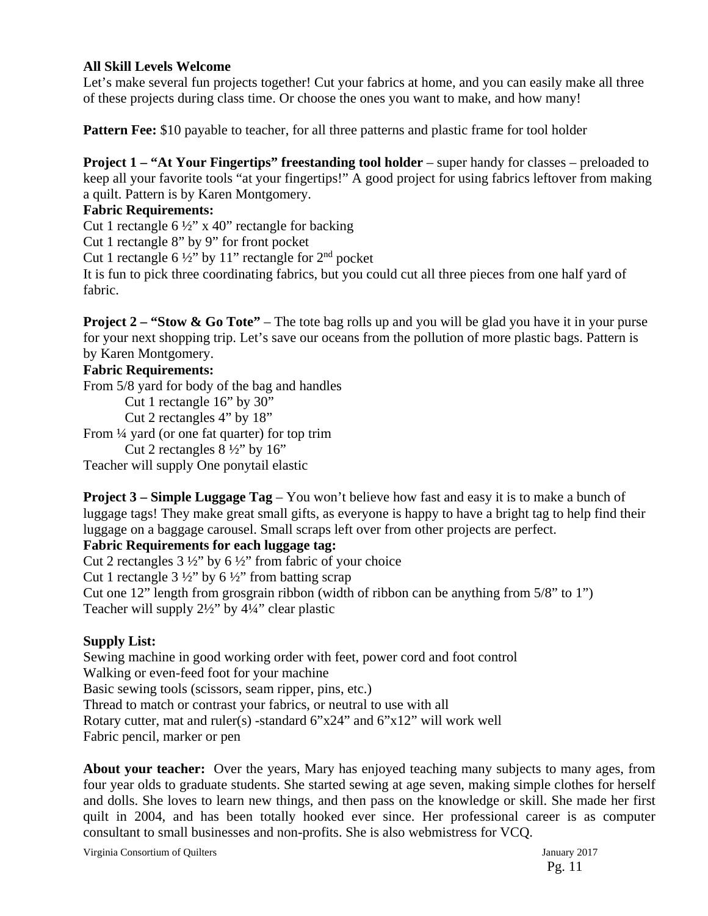**All Skill Levels Welcome**

Let's make several fun projects together! Cut your fabrics at home, and you can easily make all three of these projects during class time. Or choose the ones you want to make, and how many!

**Pattern Fee:** $10 payable to teacher, for all three patterns and plastic frame for tool holder

**Project 1 – "At Your Fingertips" freestanding tool holder** – super handy for classes – preloaded to keep all your favorite tools "at your fingertips!" A good project for using fabrics leftover from making a quilt. Pattern is by Karen Montgomery.

**Fabric Requirements:**

Cut 1 rectangle 6 ½" x 40" rectangle for backing
Cut 1 rectangle 8" by 9" for front pocket
Cut 1 rectangle 6 ½" by 11" rectangle for 2nd pocket
It is fun to pick three coordinating fabrics, but you could cut all three pieces from one half yard of fabric.

**Project 2 – "Stow & Go Tote"** – The tote bag rolls up and you will be glad you have it in your purse for your next shopping trip. Let's save our oceans from the pollution of more plastic bags. Pattern is by Karen Montgomery.

**Fabric Requirements:**

From 5/8 yard for body of the bag and handles
- Cut 1 rectangle 16" by 30"
- Cut 2 rectangles 4" by 18"

From ¼ yard (or one fat quarter) for top trim
- Cut 2 rectangles 8 ½" by 16"

Teacher will supply One ponytail elastic

**Project 3 – Simple Luggage Tag** – You won't believe how fast and easy it is to make a bunch of luggage tags! They make great small gifts, as everyone is happy to have a bright tag to help find their luggage on a baggage carousel. Small scraps left over from other projects are perfect.

**Fabric Requirements for each luggage tag:**

Cut 2 rectangles 3 ½" by 6 ½" from fabric of your choice
Cut 1 rectangle 3 ½" by 6 ½" from batting scrap
Cut one 12" length from grosgrain ribbon (width of ribbon can be anything from 5/8" to 1")
Teacher will supply 2½" by 4¼" clear plastic

**Supply List:**

Sewing machine in good working order with feet, power cord and foot control
Walking or even-feed foot for your machine
Basic sewing tools (scissors, seam ripper, pins, etc.)
Thread to match or contrast your fabrics, or neutral to use with all
Rotary cutter, mat and ruler(s) -standard 6"x24" and 6"x12" will work well
Fabric pencil, marker or pen

**About your teacher:** Over the years, Mary has enjoyed teaching many subjects to many ages, from four year olds to graduate students. She started sewing at age seven, making simple clothes for herself and dolls. She loves to learn new things, and then pass on the knowledge or skill. She made her first quilt in 2004, and has been totally hooked ever since. Her professional career is as computer consultant to small businesses and non-profits. She is also webmistress for VCQ.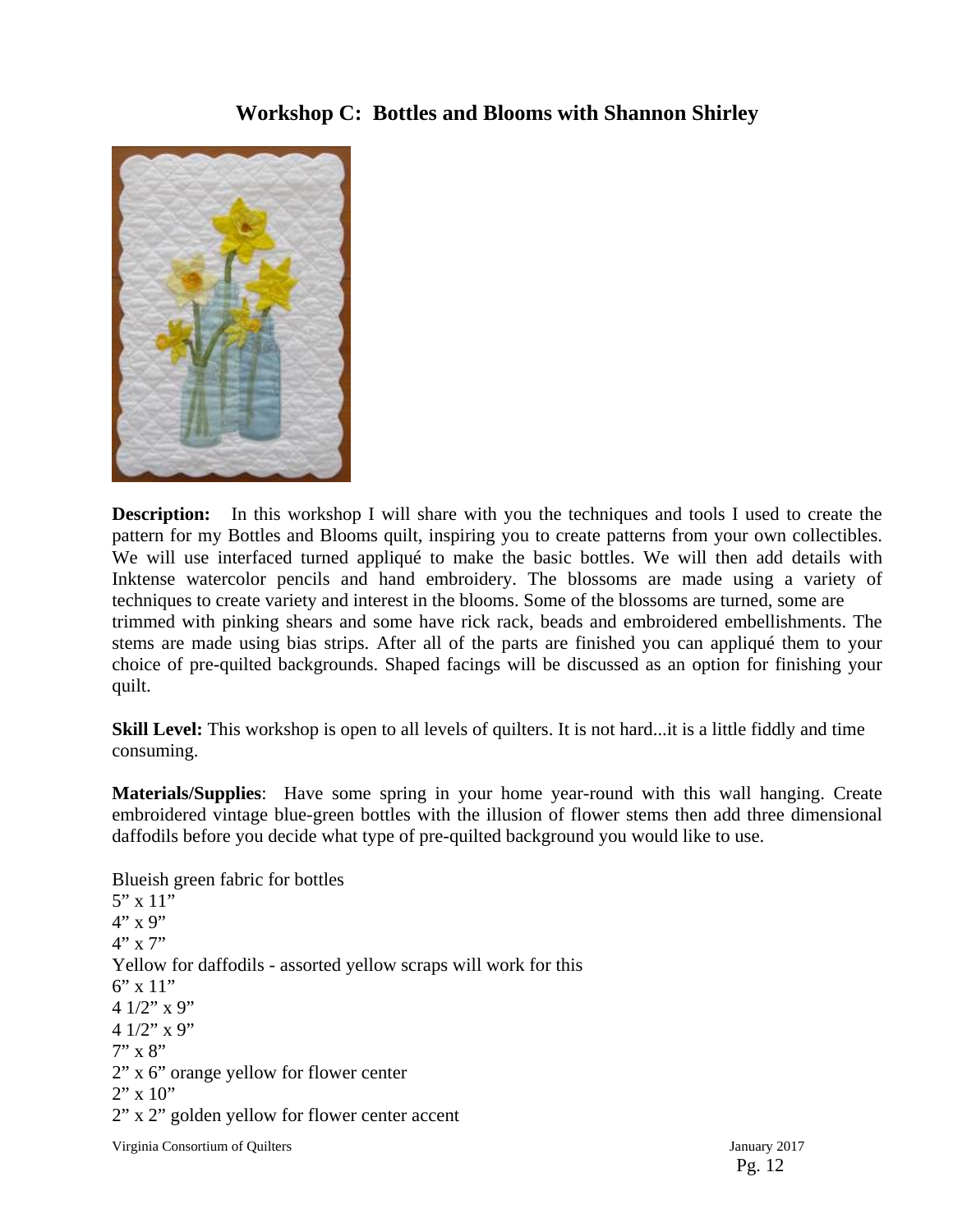## Workshop C: Bottles and Blooms with Shannon Shirley

**Description:** In this workshop I will share with you the techniques and tools I used to create the pattern for my Bottles and Blooms quilt, inspiring you to create patterns from your own collectibles. We will use interfaced turned appliqué to make the basic bottles. We will then add details with Inktense watercolor pencils and hand embroidery. The blossoms are made using a variety of techniques to create variety and interest in the blooms. Some of the blossoms are turned, some are trimmed with pinking shears and some have rick rack, beads and embroidered embellishments. The stems are made using bias strips. After all of the parts are finished you can appliqué them to your choice of pre-quilted backgrounds. Shaped facings will be discussed as an option for finishing your quilt.

**Skill Level:** This workshop is open to all levels of quilters. It is not hard...it is a little fiddly and time consuming.

**Materials/Supplies**: Have some spring in your home year-round with this wall hanging. Create embroidered vintage blue-green bottles with the illusion of flower stems then add three dimensional daffodils before you decide what type of pre-quilted background you would like to use.

Blueish green fabric for bottles
5" x 11"
4" x 9"
4" x 7"
Yellow for daffodils - assorted yellow scraps will work for this
6" x 11"
4 1/2" x 9"
4 1/2" x 9"
7" x 8"
2" x 6" orange yellow for flower center
2" x 10"
2" x 2" golden yellow for flower center accent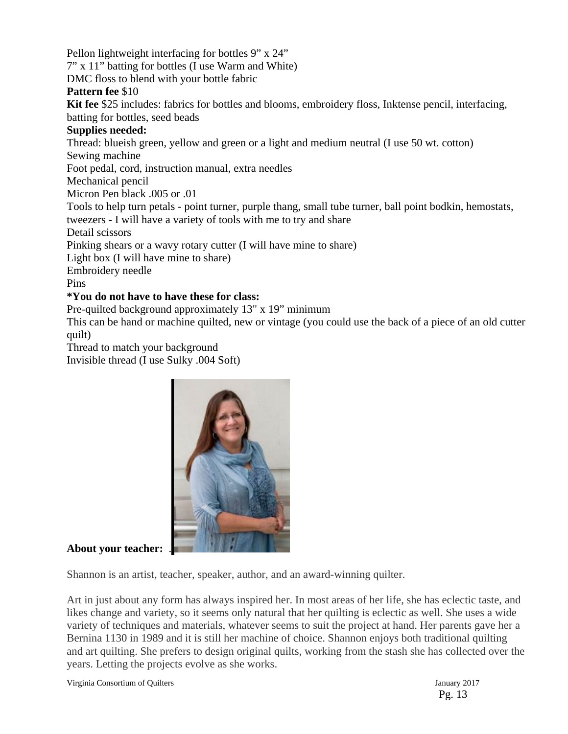Pellon lightweight interfacing for bottles 9" x 24"
7" x 11" batting for bottles (I use Warm and White)
DMC floss to blend with your bottle fabric

**Pattern fee** $10

**Kit fee** $25 includes: fabrics for bottles and blooms, embroidery floss, Inktense pencil, interfacing, batting for bottles, seed beads

**Supplies needed:**

Thread: blueish green, yellow and green or a light and medium neutral (I use 50 wt. cotton)
Sewing machine
Foot pedal, cord, instruction manual, extra needles
Mechanical pencil
Micron Pen black .005 or .01
Tools to help turn petals - point turner, purple thang, small tube turner, ball point bodkin, hemostats, tweezers - I will have a variety of tools with me to try and share
Detail scissors
Pinking shears or a wavy rotary cutter (I will have mine to share)
Light box (I will have mine to share)
Embroidery needle
Pins

**\*You do not have to have these for class:**

Pre-quilted background approximately 13" x 19" minimum
This can be hand or machine quilted, new or vintage (you could use the back of a piece of an old cutter quilt)
Thread to match your background
Invisible thread (I use Sulky .004 Soft)

**About your teacher:**

Shannon is an artist, teacher, speaker, author, and an award-winning quilter.

Art in just about any form has always inspired her. In most areas of her life, she has eclectic taste, and likes change and variety, so it seems only natural that her quilting is eclectic as well. She uses a wide variety of techniques and materials, whatever seems to suit the project at hand. Her parents gave her a Bernina 1130 in 1989 and it is still her machine of choice. Shannon enjoys both traditional quilting and art quilting. She prefers to design original quilts, working from the stash she has collected over the years. Letting the projects evolve as she works.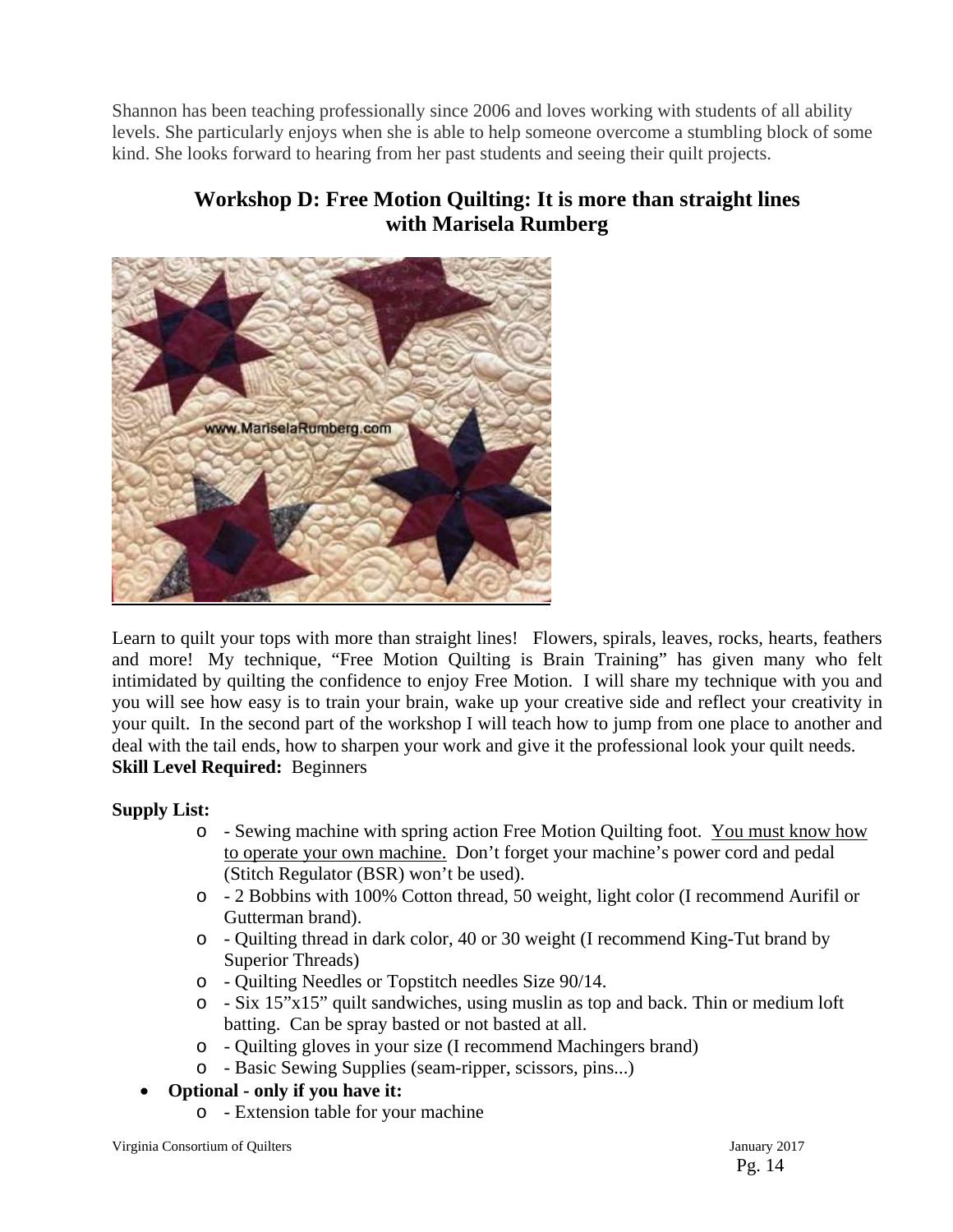Shannon has been teaching professionally since 2006 and loves working with students of all ability levels. She particularly enjoys when she is able to help someone overcome a stumbling block of some kind. She looks forward to hearing from her past students and seeing their quilt projects.

## Workshop D: Free Motion Quilting: It is more than straight lines with Marisela Rumberg

Learn to quilt your tops with more than straight lines! Flowers, spirals, leaves, rocks, hearts, feathers and more! My technique, "Free Motion Quilting is Brain Training" has given many who felt intimidated by quilting the confidence to enjoy Free Motion. I will share my technique with you and you will see how easy is to train your brain, wake up your creative side and reflect your creativity in your quilt. In the second part of the workshop I will teach how to jump from one place to another and deal with the tail ends, how to sharpen your work and give it the professional look your quilt needs.
**Skill Level Required:** Beginners

**Supply List:**

- - Sewing machine with spring action Free Motion Quilting foot. You must know how to operate your own machine. Don't forget your machine's power cord and pedal (Stitch Regulator (BSR) won't be used).
- - 2 Bobbins with 100% Cotton thread, 50 weight, light color (I recommend Aurifil or Gutterman brand).
- - Quilting thread in dark color, 40 or 30 weight (I recommend King-Tut brand by Superior Threads)
- - Quilting Needles or Topstitch needles Size 90/14.
- - Six 15"x15" quilt sandwiches, using muslin as top and back. Thin or medium loft batting. Can be spray basted or not basted at all.
- - Quilting gloves in your size (I recommend Machingers brand)
- - Basic Sewing Supplies (seam-ripper, scissors, pins...)

- **Optional - only if you have it:**
  - - Extension table for your machine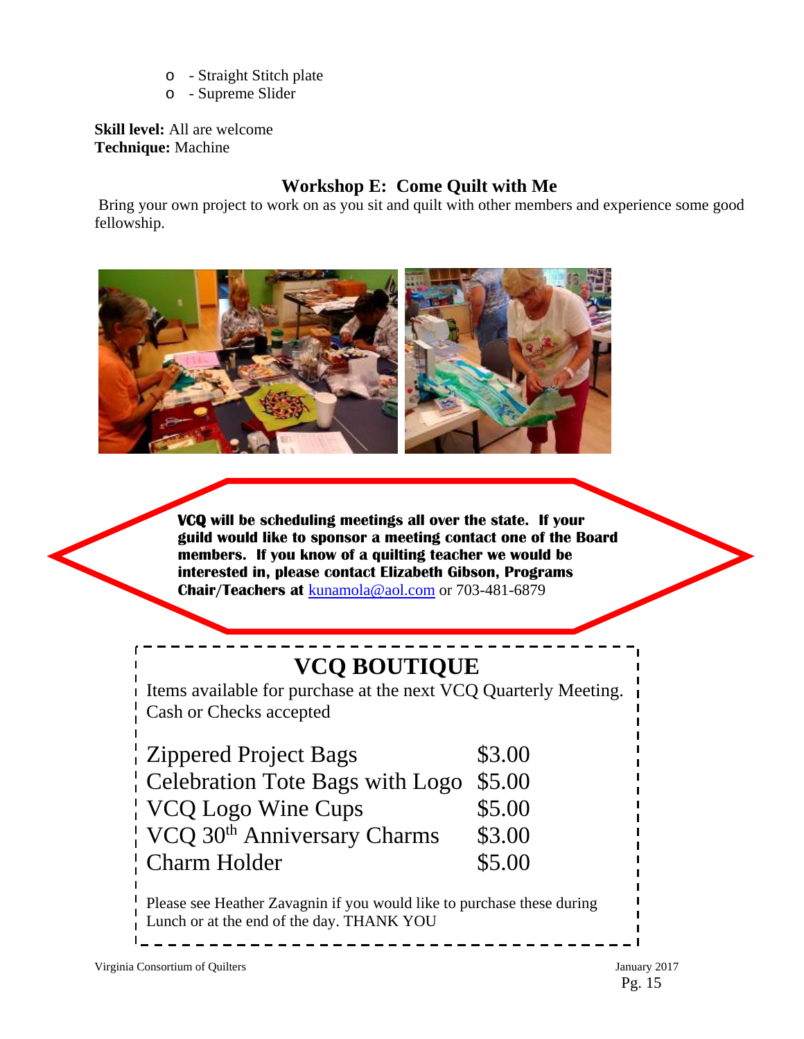- - Straight Stitch plate
- - Supreme Slider

**Skill level:** All are welcome
**Technique:** Machine

### Workshop E: Come Quilt with Me

Bring your own project to work on as you sit and quilt with other members and experience some good fellowship.

**VCQ will be scheduling meetings all over the state. If your guild would like to sponsor a meeting contact one of the Board members. If you know of a quilting teacher we would be interested in, please contact Elizabeth Gibson, Programs Chair/Teachers at** kunamola@aol.com or 703-481-6879

## VCQ BOUTIQUE

Items available for purchase at the next VCQ Quarterly Meeting.
Cash or Checks accepted

| Item | Price |
| --- | --- |
| Zippered Project Bags | $3.00 |
| Celebration Tote Bags with Logo | $5.00 |
| VCQ Logo Wine Cups | $5.00 |
| VCQ 30th Anniversary Charms | $3.00 |
| Charm Holder | $5.00 |

Please see Heather Zavagnin if you would like to purchase these during Lunch or at the end of the day. THANK YOU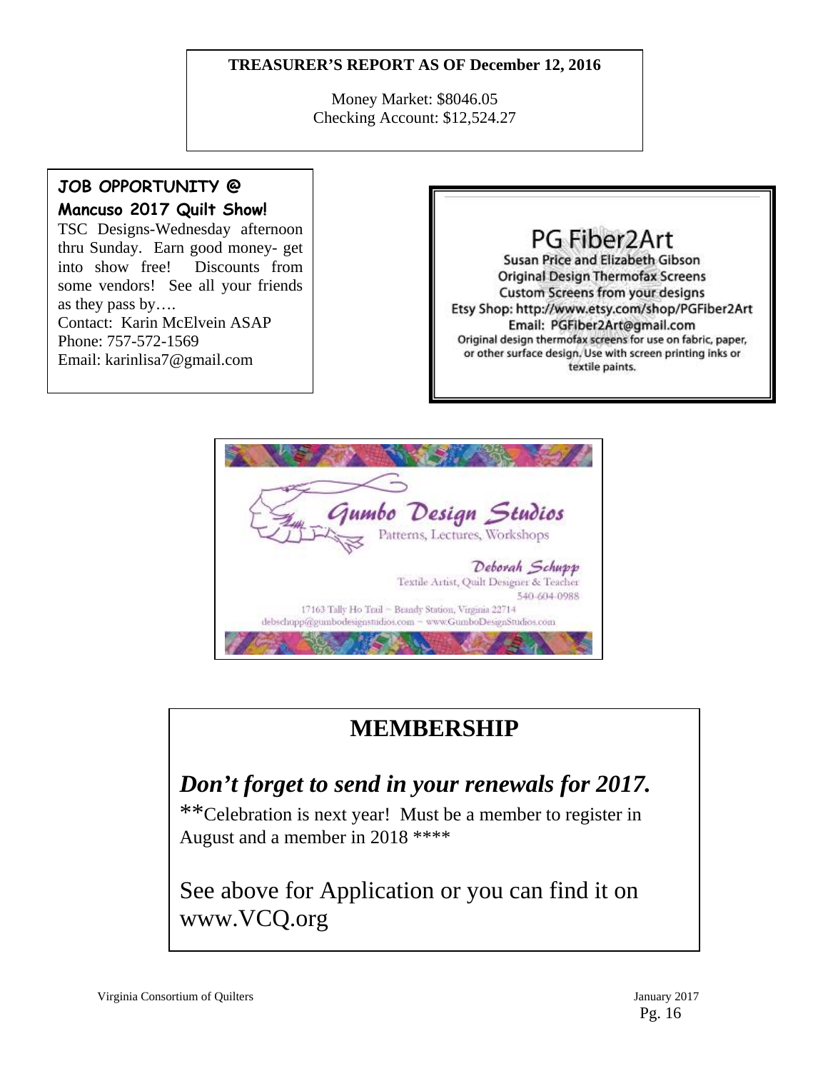**TREASURER'S REPORT AS OF December 12, 2016**

Money Market: $8046.05
Checking Account: $12,524.27

**JOB OPPORTUNITY @ Mancuso 2017 Quilt Show!**

TSC Designs-Wednesday afternoon thru Sunday. Earn good money- get into show free! Discounts from some vendors! See all your friends as they pass by….

Contact: Karin McElvein ASAP
Phone: 757-572-1569
Email: karinlisa7@gmail.com

PG Fiber2Art

Susan Price and Elizabeth Gibson
Original Design Thermofax Screens
Custom Screens from your designs
Etsy Shop: http://www.etsy.com/shop/PGFiber2Art
Email: PGFiber2Art@gmail.com
Original design thermofax screens for use on fabric, paper, or other surface design. Use with screen printing inks or textile paints.

Gumbo Design Studios
Patterns, Lectures, Workshops

Deborah Schupp
Textile Artist, Quilt Designer & Teacher
540-604-0988
17163 Tally Ho Trail ~ Brandy Station, Virginia 22714
debschupp@gumbodesignstudios.com ~ www.GumboDesignStudios.com

## MEMBERSHIP

***Don't forget to send in your renewals for 2017.***

**Celebration is next year! Must be a member to register in August and a member in 2018 ****

See above for Application or you can find it on www.VCQ.org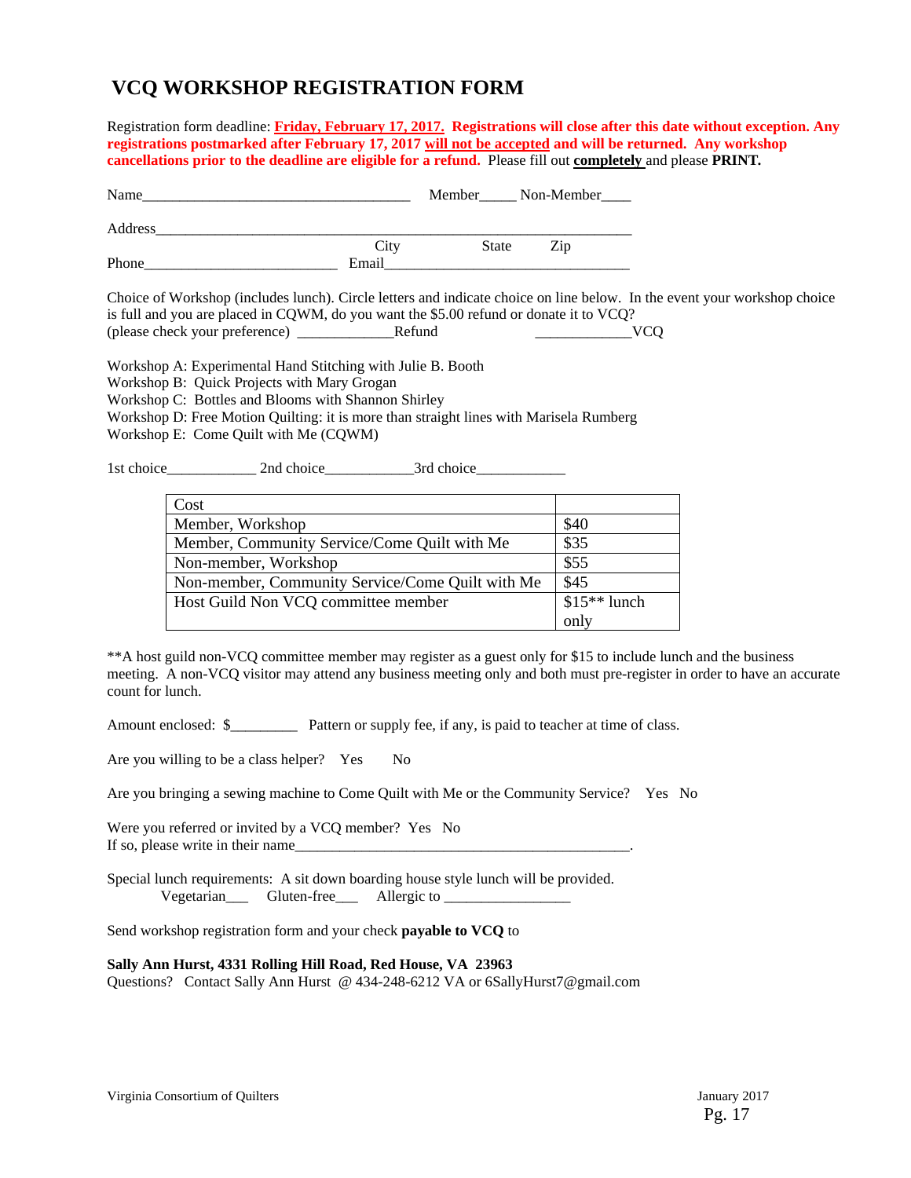# VCQ WORKSHOP REGISTRATION FORM

Registration form deadline: **Friday, February 17, 2017. Registrations will close after this date without exception. Any registrations postmarked after February 17, 2017 will not be accepted and will be returned. Any workshop cancellations prior to the deadline are eligible for a refund.** Please fill out **completely** and please **PRINT.**

Name____________________________________ Member_____ Non-Member____

Address_______________________________________________________________
City State Zip

Phone__________________________ Email_________________________________

Choice of Workshop (includes lunch). Circle letters and indicate choice on line below. In the event your workshop choice is full and you are placed in CQWM, do you want the $5.00 refund or donate it to VCQ?
(please check your preference) _____________Refund _____________VCQ

Workshop A: Experimental Hand Stitching with Julie B. Booth
Workshop B: Quick Projects with Mary Grogan
Workshop C: Bottles and Blooms with Shannon Shirley
Workshop D: Free Motion Quilting: it is more than straight lines with Marisela Rumberg
Workshop E: Come Quilt with Me (CQWM)

1st choice____________ 2nd choice____________3rd choice____________

| Cost | |
|---|---|
| Member, Workshop | $40 |
| Member, Community Service/Come Quilt with Me | $35 |
| Non-member, Workshop | $55 |
| Non-member, Community Service/Come Quilt with Me | $45 |
| Host Guild Non VCQ committee member | $15** lunch only |

**A host guild non-VCQ committee member may register as a guest only for $15 to include lunch and the business meeting. A non-VCQ visitor may attend any business meeting only and both must pre-register in order to have an accurate count for lunch.

Amount enclosed: $_________ Pattern or supply fee, if any, is paid to teacher at time of class.

Are you willing to be a class helper? Yes No

Are you bringing a sewing machine to Come Quilt with Me or the Community Service? Yes No

Were you referred or invited by a VCQ member? Yes No
If so, please write in their name_______________________________________________.

Special lunch requirements: A sit down boarding house style lunch will be provided.
Vegetarian___ Gluten-free___ Allergic to _________________

Send workshop registration form and your check **payable to VCQ** to

**Sally Ann Hurst, 4331 Rolling Hill Road, Red House, VA 23963**
Questions? Contact Sally Ann Hurst @ 434-248-6212 VA or 6SallyHurst7@gmail.com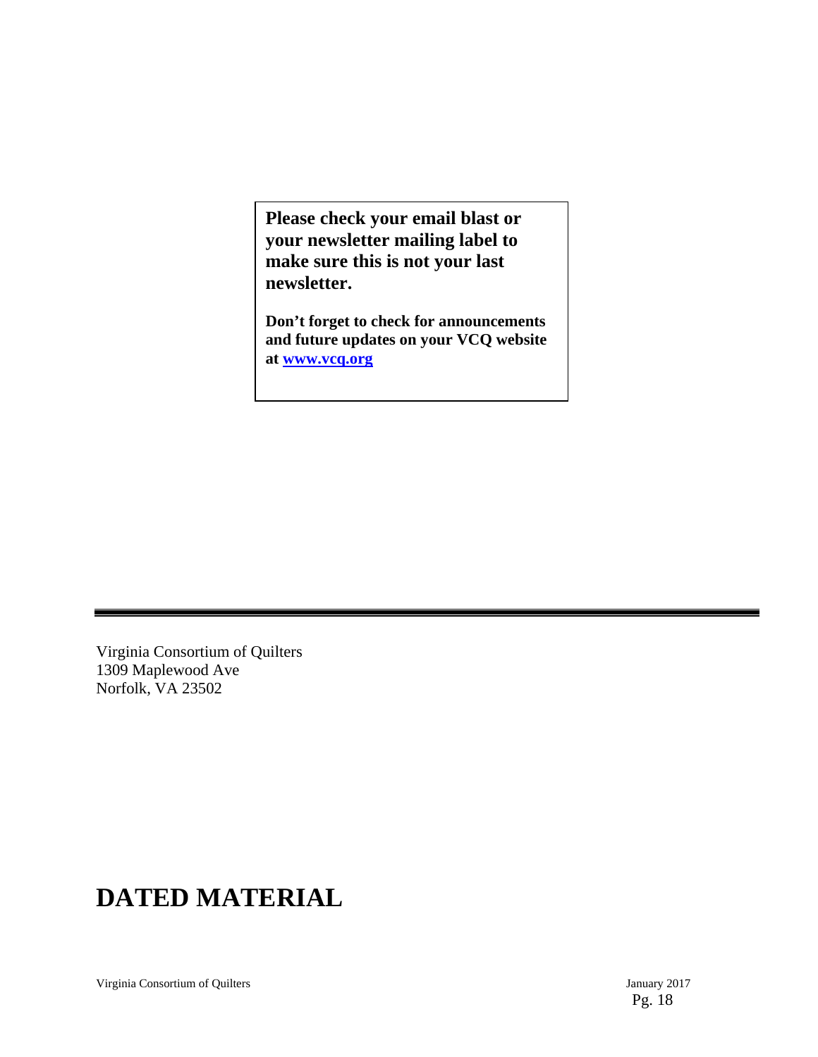**Please check your email blast or your newsletter mailing label to make sure this is not your last newsletter.**

**Don't forget to check for announcements and future updates on your VCQ website at [www.vcq.org](http://www.vcq.org)**

---

Virginia Consortium of Quilters
1309 Maplewood Ave
Norfolk, VA 23502

# DATED MATERIAL